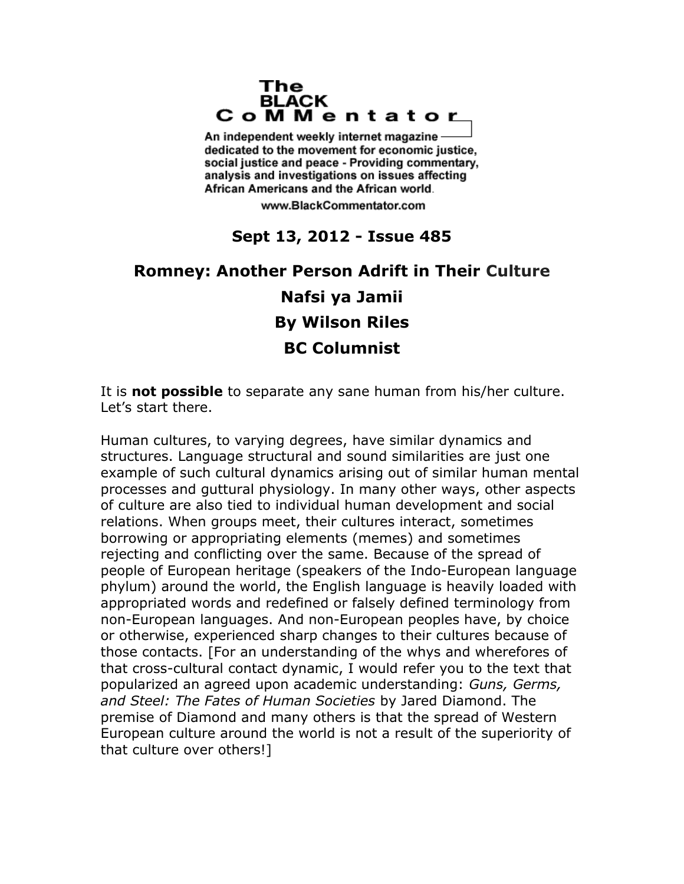The BLACK CoMMentator

An independent weekly internet magazine dedicated to the movement for economic justice, social justice and peace - Providing commentary, analysis and investigations on issues affecting African Americans and the African world.

www.BlackCommentator.com

**Sept 13, 2012 - Issue 485**

# Romney: Another Person Adrift in Their Culture

## Nafsi ya Jamii

## By Wilson Riles

## BC Columnist

It is **not possible** to separate any sane human from his/her culture. Let's start there.

Human cultures, to varying degrees, have similar dynamics and structures. Language structural and sound similarities are just one example of such cultural dynamics arising out of similar human mental processes and guttural physiology. In many other ways, other aspects of culture are also tied to individual human development and social relations. When groups meet, their cultures interact, sometimes borrowing or appropriating elements (memes) and sometimes rejecting and conflicting over the same. Because of the spread of people of European heritage (speakers of the Indo-European language phylum) around the world, the English language is heavily loaded with appropriated words and redefined or falsely defined terminology from non-European languages. And non-European peoples have, by choice or otherwise, experienced sharp changes to their cultures because of those contacts. [For an understanding of the whys and wherefores of that cross-cultural contact dynamic, I would refer you to the text that popularized an agreed upon academic understanding: *Guns, Germs, and Steel: The Fates of Human Societies* by Jared Diamond. The premise of Diamond and many others is that the spread of Western European culture around the world is not a result of the superiority of that culture over others!]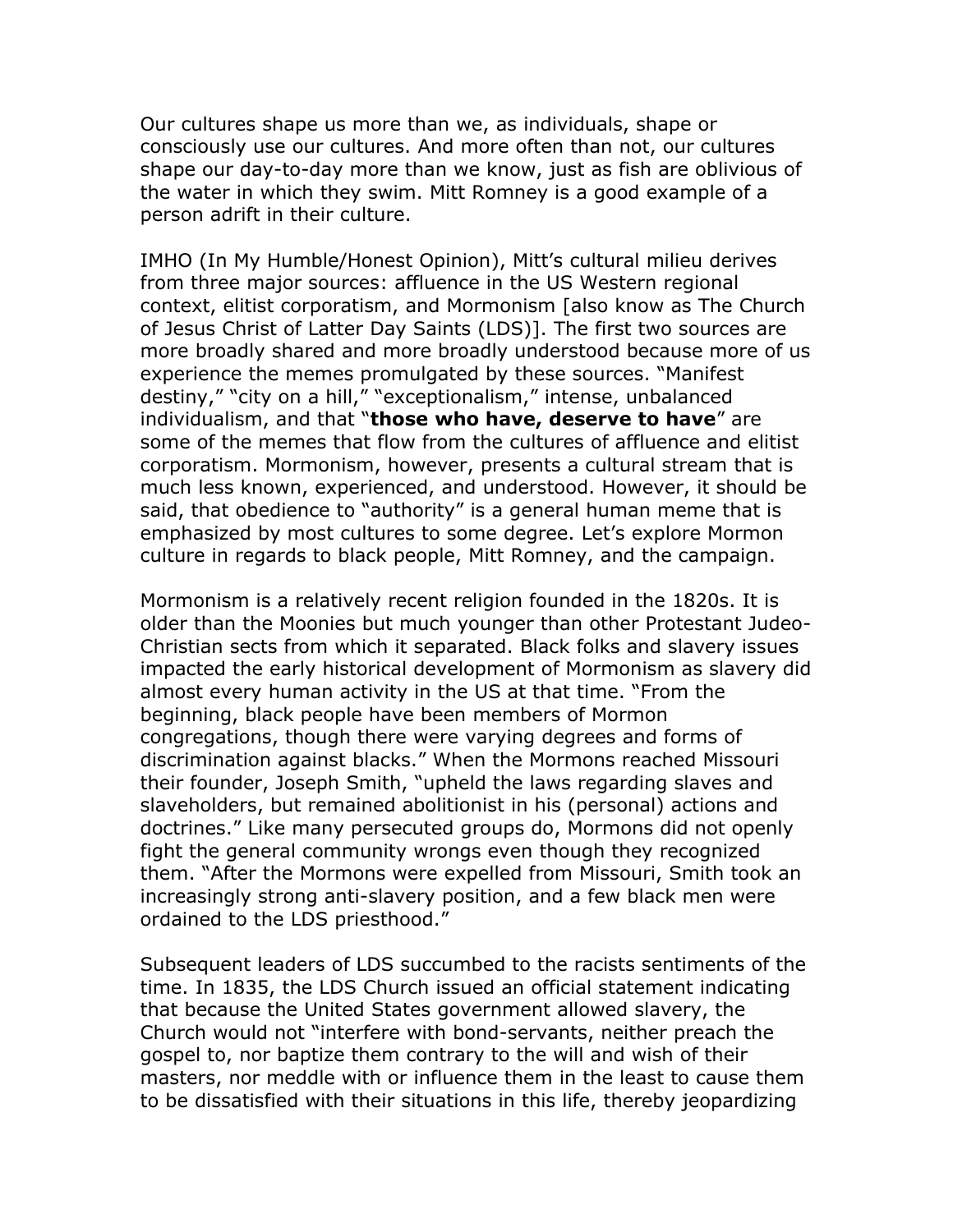Our cultures shape us more than we, as individuals, shape or consciously use our cultures. And more often than not, our cultures shape our day-to-day more than we know, just as fish are oblivious of the water in which they swim. Mitt Romney is a good example of a person adrift in their culture.

IMHO (In My Humble/Honest Opinion), Mitt's cultural milieu derives from three major sources: affluence in the US Western regional context, elitist corporatism, and Mormonism [also know as The Church of Jesus Christ of Latter Day Saints (LDS)]. The first two sources are more broadly shared and more broadly understood because more of us experience the memes promulgated by these sources. "Manifest destiny," "city on a hill," "exceptionalism," intense, unbalanced individualism, and that "**those who have, deserve to have**" are some of the memes that flow from the cultures of affluence and elitist corporatism. Mormonism, however, presents a cultural stream that is much less known, experienced, and understood. However, it should be said, that obedience to "authority" is a general human meme that is emphasized by most cultures to some degree. Let's explore Mormon culture in regards to black people, Mitt Romney, and the campaign.

Mormonism is a relatively recent religion founded in the 1820s. It is older than the Moonies but much younger than other Protestant Judeo-Christian sects from which it separated. Black folks and slavery issues impacted the early historical development of Mormonism as slavery did almost every human activity in the US at that time. "From the beginning, black people have been members of Mormon congregations, though there were varying degrees and forms of discrimination against blacks." When the Mormons reached Missouri their founder, Joseph Smith, "upheld the laws regarding slaves and slaveholders, but remained abolitionist in his (personal) actions and doctrines." Like many persecuted groups do, Mormons did not openly fight the general community wrongs even though they recognized them. "After the Mormons were expelled from Missouri, Smith took an increasingly strong anti-slavery position, and a few black men were ordained to the LDS priesthood."

Subsequent leaders of LDS succumbed to the racists sentiments of the time. In 1835, the LDS Church issued an official statement indicating that because the United States government allowed slavery, the Church would not "interfere with bond-servants, neither preach the gospel to, nor baptize them contrary to the will and wish of their masters, nor meddle with or influence them in the least to cause them to be dissatisfied with their situations in this life, thereby jeopardizing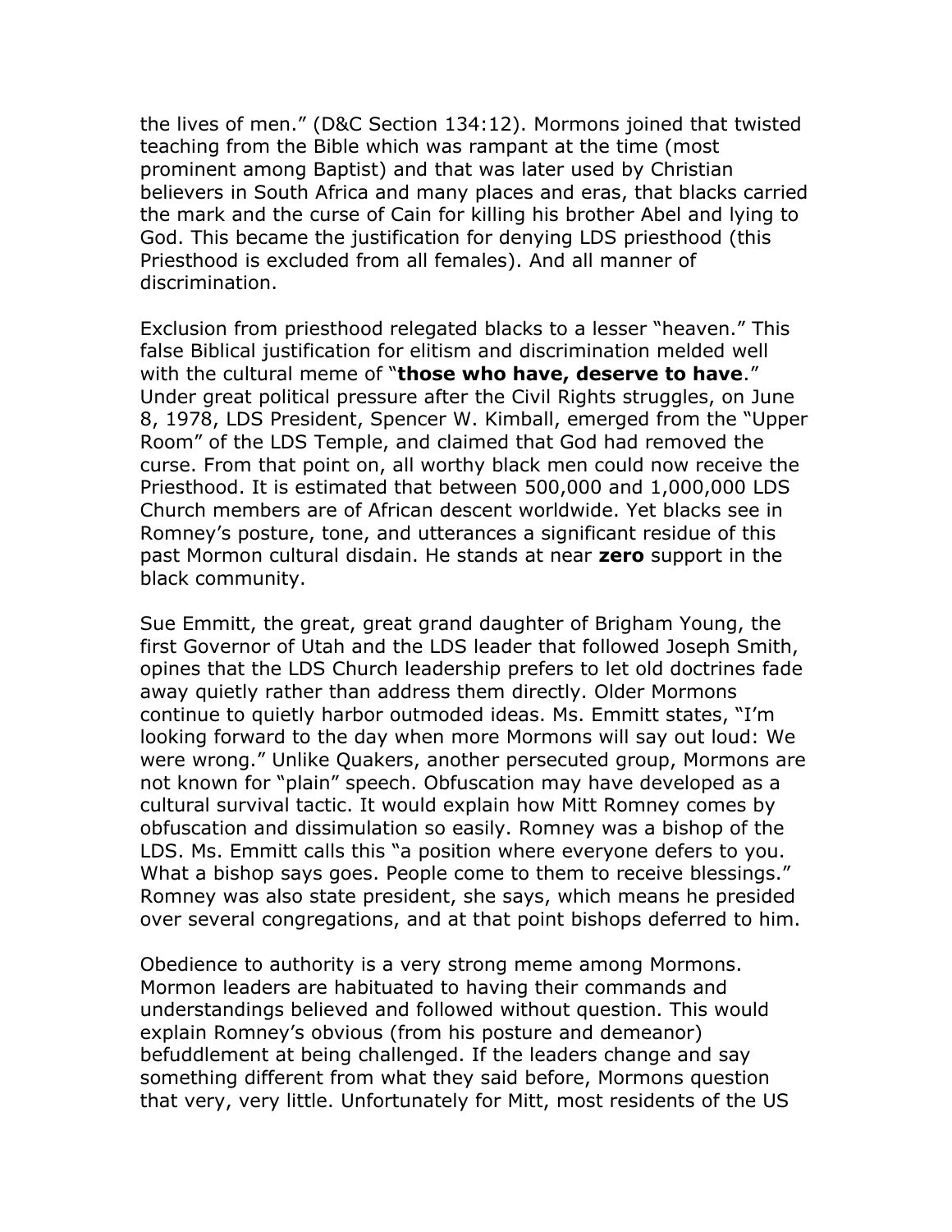the lives of men." (D&C Section 134:12). Mormons joined that twisted teaching from the Bible which was rampant at the time (most prominent among Baptist) and that was later used by Christian believers in South Africa and many places and eras, that blacks carried the mark and the curse of Cain for killing his brother Abel and lying to God. This became the justification for denying LDS priesthood (this Priesthood is excluded from all females). And all manner of discrimination.

Exclusion from priesthood relegated blacks to a lesser "heaven." This false Biblical justification for elitism and discrimination melded well with the cultural meme of "**those who have, deserve to have**." Under great political pressure after the Civil Rights struggles, on June 8, 1978, LDS President, Spencer W. Kimball, emerged from the "Upper Room" of the LDS Temple, and claimed that God had removed the curse. From that point on, all worthy black men could now receive the Priesthood. It is estimated that between 500,000 and 1,000,000 LDS Church members are of African descent worldwide. Yet blacks see in Romney's posture, tone, and utterances a significant residue of this past Mormon cultural disdain. He stands at near **zero** support in the black community.

Sue Emmitt, the great, great grand daughter of Brigham Young, the first Governor of Utah and the LDS leader that followed Joseph Smith, opines that the LDS Church leadership prefers to let old doctrines fade away quietly rather than address them directly. Older Mormons continue to quietly harbor outmoded ideas. Ms. Emmitt states, "I'm looking forward to the day when more Mormons will say out loud: We were wrong." Unlike Quakers, another persecuted group, Mormons are not known for "plain" speech. Obfuscation may have developed as a cultural survival tactic. It would explain how Mitt Romney comes by obfuscation and dissimulation so easily. Romney was a bishop of the LDS. Ms. Emmitt calls this "a position where everyone defers to you. What a bishop says goes. People come to them to receive blessings." Romney was also state president, she says, which means he presided over several congregations, and at that point bishops deferred to him.

Obedience to authority is a very strong meme among Mormons. Mormon leaders are habituated to having their commands and understandings believed and followed without question. This would explain Romney's obvious (from his posture and demeanor) befuddlement at being challenged. If the leaders change and say something different from what they said before, Mormons question that very, very little. Unfortunately for Mitt, most residents of the US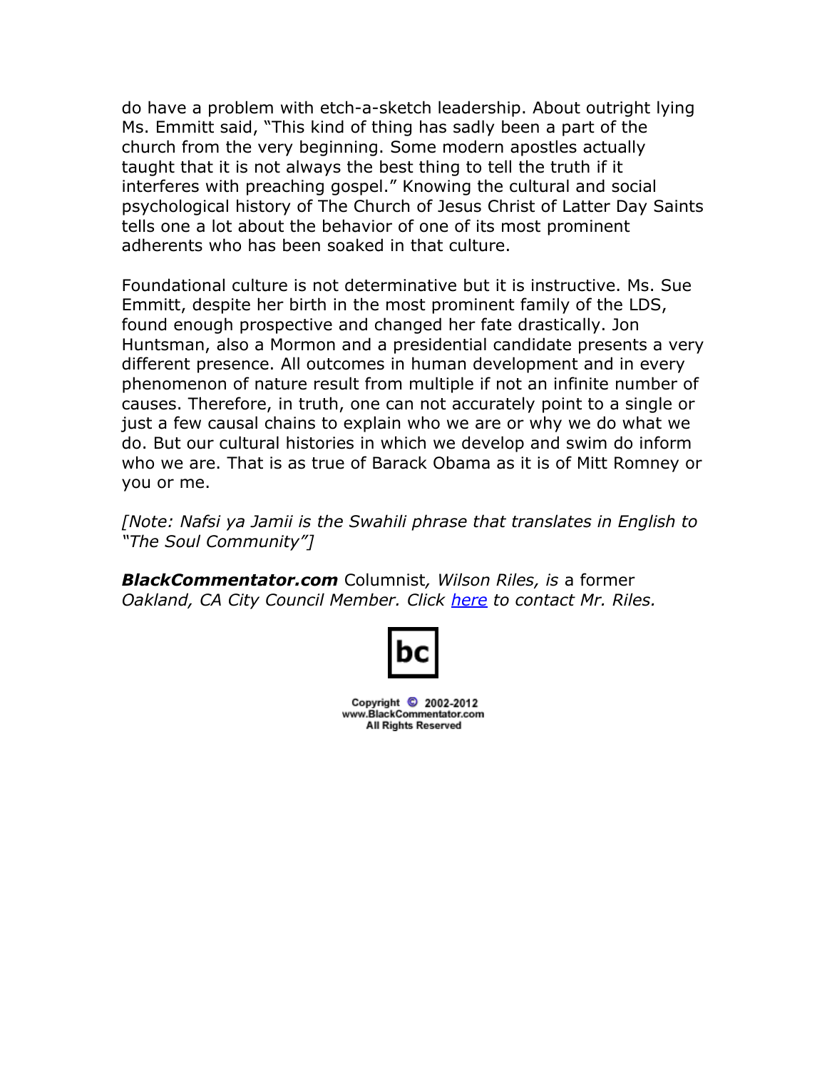do have a problem with etch-a-sketch leadership. About outright lying Ms. Emmitt said, "This kind of thing has sadly been a part of the church from the very beginning. Some modern apostles actually taught that it is not always the best thing to tell the truth if it interferes with preaching gospel." Knowing the cultural and social psychological history of The Church of Jesus Christ of Latter Day Saints tells one a lot about the behavior of one of its most prominent adherents who has been soaked in that culture.

Foundational culture is not determinative but it is instructive. Ms. Sue Emmitt, despite her birth in the most prominent family of the LDS, found enough prospective and changed her fate drastically. Jon Huntsman, also a Mormon and a presidential candidate presents a very different presence. All outcomes in human development and in every phenomenon of nature result from multiple if not an infinite number of causes. Therefore, in truth, one can not accurately point to a single or just a few causal chains to explain who we are or why we do what we do. But our cultural histories in which we develop and swim do inform who we are. That is as true of Barack Obama as it is of Mitt Romney or you or me.

*[Note: Nafsi ya Jamii is the Swahili phrase that translates in English to "The Soul Community"]*

***BlackCommentator.com*** Columnist*, Wilson Riles, is* a former *Oakland, CA City Council Member. Click here to contact Mr. Riles.*

bc

Copyright © 2002-2012
www.BlackCommentator.com
All Rights Reserved